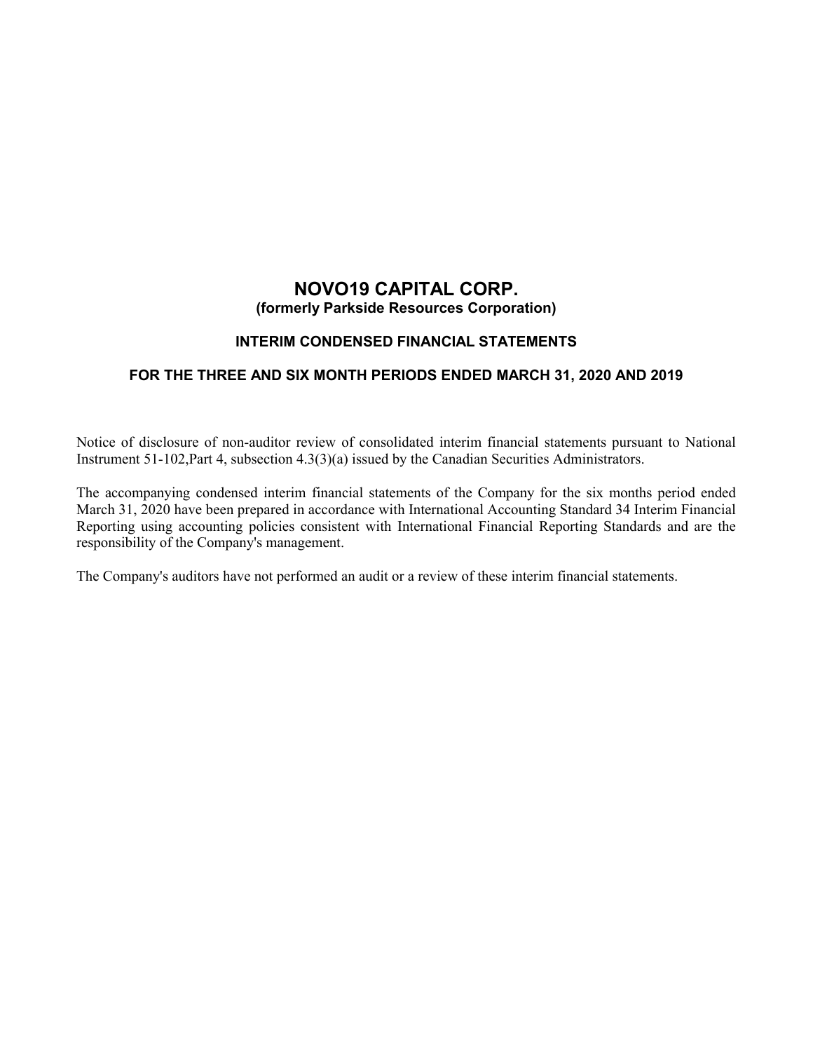# NOVO19 CAPITAL CORP.

**(formerly Parkside Resources Corporation)**

## INTERIM CONDENSED FINANCIAL STATEMENTS

## FOR THE THREE AND SIX MONTH PERIODS ENDED MARCH 31, 2020 AND 2019

Notice of disclosure of non-auditor review of consolidated interim financial statements pursuant to National Instrument 51-102,Part 4, subsection 4.3(3)(a) issued by the Canadian Securities Administrators.

The accompanying condensed interim financial statements of the Company for the six months period ended March 31, 2020 have been prepared in accordance with International Accounting Standard 34 Interim Financial Reporting using accounting policies consistent with International Financial Reporting Standards and are the responsibility of the Company's management.

The Company's auditors have not performed an audit or a review of these interim financial statements.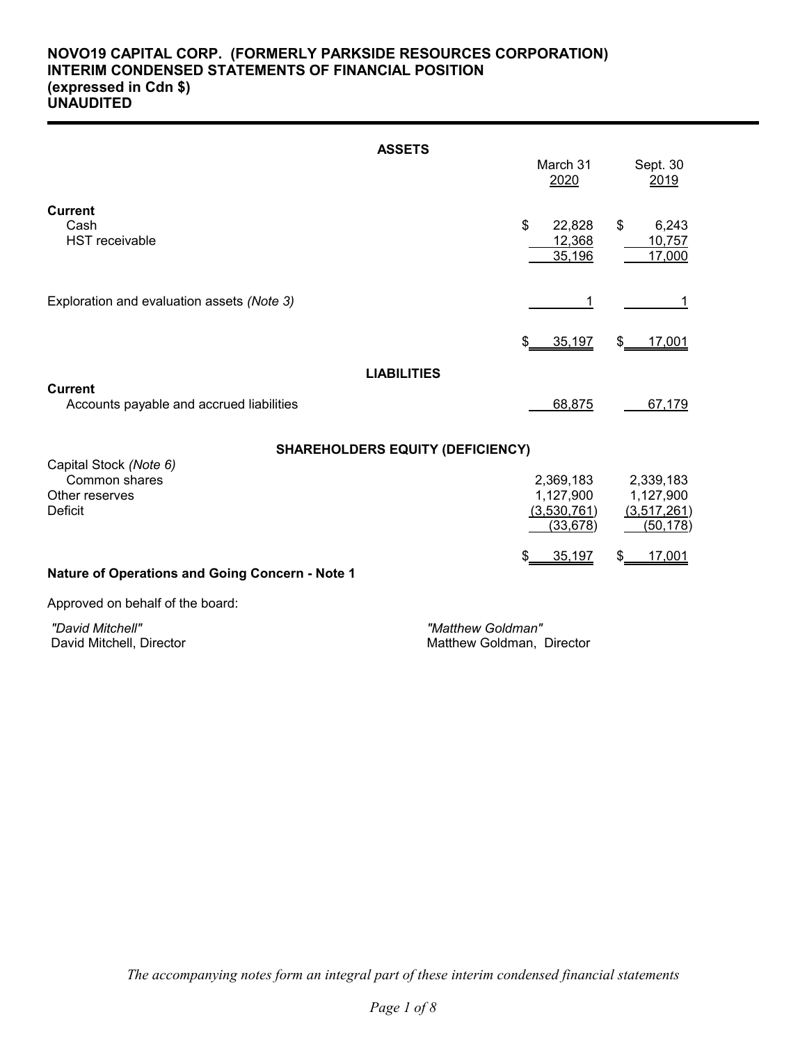**NOVO19 CAPITAL CORP. (FORMERLY PARKSIDE RESOURCES CORPORATION)**
**INTERIM CONDENSED STATEMENTS OF FINANCIAL POSITION**
**(expressed in Cdn $)**
**UNAUDITED**

| | March 31 2020 | Sept. 30 2019 |
|---|---|---|
| **ASSETS** | | |
| **Current** | | |
| Cash | $ 22,828 | $ 6,243 |
| HST receivable | 12,368 | 10,757 |
| | 35,196 | 17,000 |
| Exploration and evaluation assets *(Note 3)* | 1 | 1 |
| | $ 35,197 | $ 17,001 |
| **LIABILITIES** | | |
| **Current** | | |
| Accounts payable and accrued liabilities | 68,875 | 67,179 |
| **SHAREHOLDERS EQUITY (DEFICIENCY)** | | |
| Capital Stock *(Note 6)* | | |
| Common shares | 2,369,183 | 2,339,183 |
| Other reserves | 1,127,900 | 1,127,900 |
| Deficit | (3,530,761) | (3,517,261) |
| | (33,678) | (50,178) |
| | $ 35,197 | $ 17,001 |

**Nature of Operations and Going Concern - Note 1**

Approved on behalf of the board:

*"David Mitchell"*
David Mitchell, Director

*"Matthew Goldman"*
Matthew Goldman, Director

*The accompanying notes form an integral part of these interim condensed financial statements*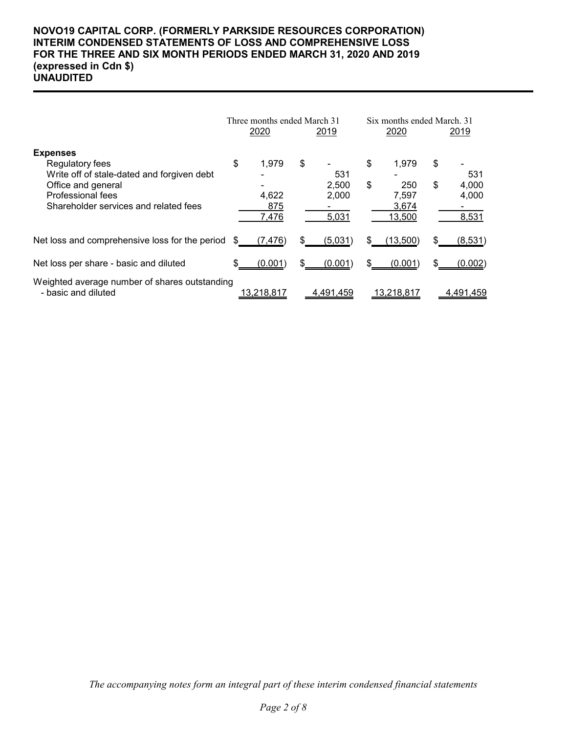**NOVO19 CAPITAL CORP. (FORMERLY PARKSIDE RESOURCES CORPORATION)**
**INTERIM CONDENSED STATEMENTS OF LOSS AND COMPREHENSIVE LOSS**
**FOR THE THREE AND SIX MONTH PERIODS ENDED MARCH 31, 2020 AND 2019**
**(expressed in Cdn $)**
**UNAUDITED**

| | Three months ended March 31 | | Six months ended March. 31 | |
|---|---|---|---|---|
| | 2020 | 2019 | 2020 | 2019 |
| **Expenses** | | | | |
| Regulatory fees | $ 1,979 | $ - | $ 1,979 | $ - |
| Write off of stale-dated and forgiven debt | - | 531 | - | 531 |
| Office and general | - | 2,500 | $ 250 | $ 4,000 |
| Professional fees | 4,622 | 2,000 | 7,597 | 4,000 |
| Shareholder services and related fees | 875 | - | 3,674 | - |
| | 7,476 | 5,031 | 13,500 | 8,531 |
| Net loss and comprehensive loss for the period | $ (7,476) | $ (5,031) | $ (13,500) | $ (8,531) |
| Net loss per share - basic and diluted | $ (0.001) | $ (0.001) | $ (0.001) | $ (0.002) |
| Weighted average number of shares outstanding - basic and diluted | 13,218,817 | 4,491,459 | 13,218,817 | 4,491,459 |

*The accompanying notes form an integral part of these interim condensed financial statements*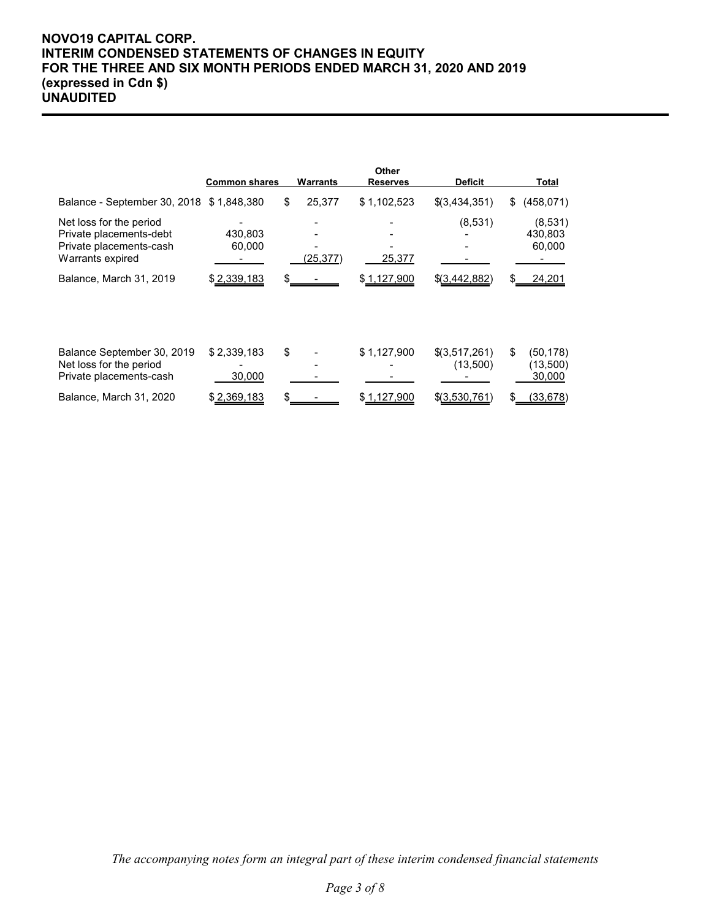**NOVO19 CAPITAL CORP.**
**INTERIM CONDENSED STATEMENTS OF CHANGES IN EQUITY**
**FOR THE THREE AND SIX MONTH PERIODS ENDED MARCH 31, 2020 AND 2019**
**(expressed in Cdn $)**
**UNAUDITED**

| | Common shares | Warrants | Other Reserves | Deficit | Total |
|---|---|---|---|---|---|
| Balance - September 30, 2018 | $ 1,848,380 | $ 25,377 | $ 1,102,523 | $(3,434,351) | $ (458,071) |
| Net loss for the period | - | - | - | (8,531) | (8,531) |
| Private placements-debt | 430,803 | - | - | - | 430,803 |
| Private placements-cash | 60,000 | - | - | - | 60,000 |
| Warrants expired | - | (25,377) | 25,377 | - | - |
| Balance, March 31, 2019 | $ 2,339,183 | $ - | $ 1,127,900 | $(3,442,882) | $ 24,201 |
| | | | | | |
| Balance September 30, 2019 | $ 2,339,183 | $ - | $ 1,127,900 | $(3,517,261) | $ (50,178) |
| Net loss for the period | - | - | - | (13,500) | (13,500) |
| Private placements-cash | 30,000 | - | - | - | 30,000 |
| Balance, March 31, 2020 | $ 2,369,183 | $ - | $ 1,127,900 | $(3,530,761) | $ (33,678) |

*The accompanying notes form an integral part of these interim condensed financial statements*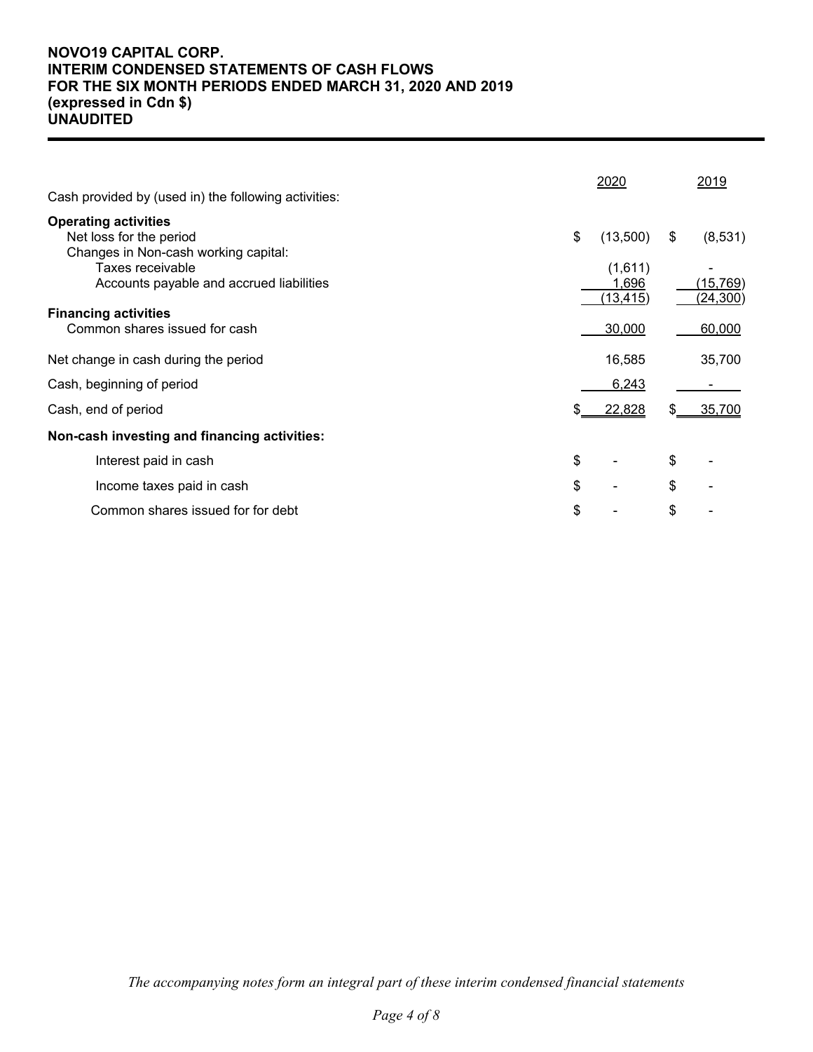**NOVO19 CAPITAL CORP.**
**INTERIM CONDENSED STATEMENTS OF CASH FLOWS**
**FOR THE SIX MONTH PERIODS ENDED MARCH 31, 2020 AND 2019**
**(expressed in Cdn $)**
**UNAUDITED**

| | 2020 | 2019 |
|---|---|---|
| Cash provided by (used in) the following activities: | | |
| **Operating activities** | | |
| Net loss for the period | $ (13,500) | $ (8,531) |
| Changes in Non-cash working capital: | | |
| Taxes receivable | (1,611) | - |
| Accounts payable and accrued liabilities | 1,696 | (15,769) |
| | (13,415) | (24,300) |
| **Financing activities** | | |
| Common shares issued for cash | 30,000 | 60,000 |
| Net change in cash during the period | 16,585 | 35,700 |
| Cash, beginning of period | 6,243 | - |
| Cash, end of period | $ 22,828 | $ 35,700 |
| **Non-cash investing and financing activities:** | | |
| Interest paid in cash | $ - | $ - |
| Income taxes paid in cash | $ - | $ - |
| Common shares issued for for debt | $ - | $ - |

*The accompanying notes form an integral part of these interim condensed financial statements*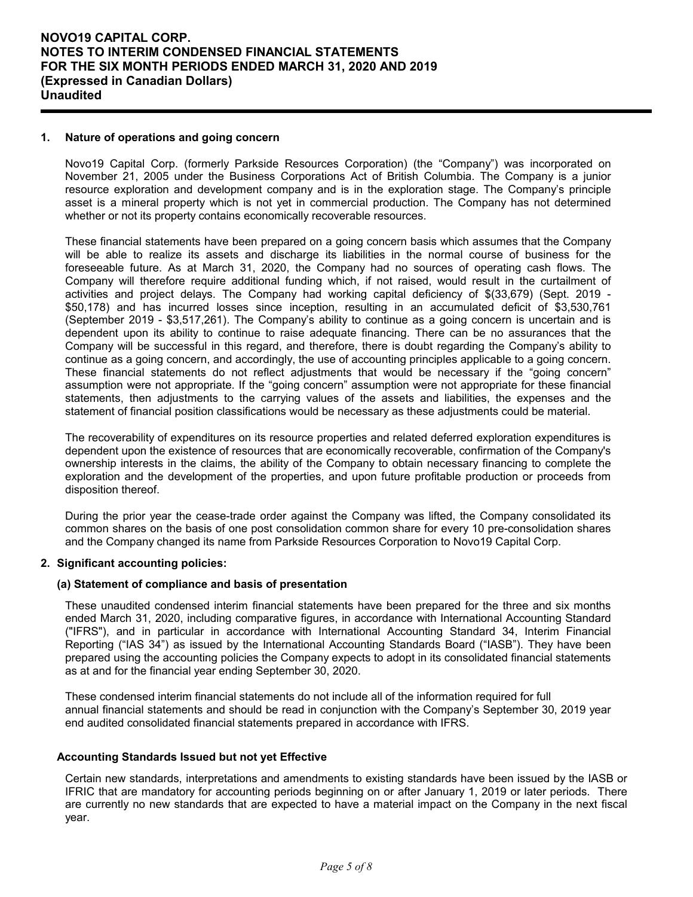# NOVO19 CAPITAL CORP.
# NOTES TO INTERIM CONDENSED FINANCIAL STATEMENTS
# FOR THE SIX MONTH PERIODS ENDED MARCH 31, 2020 AND 2019
# (Expressed in Canadian Dollars)
# Unaudited

## 1. Nature of operations and going concern

Novo19 Capital Corp. (formerly Parkside Resources Corporation) (the "Company") was incorporated on November 21, 2005 under the Business Corporations Act of British Columbia. The Company is a junior resource exploration and development company and is in the exploration stage. The Company's principle asset is a mineral property which is not yet in commercial production. The Company has not determined whether or not its property contains economically recoverable resources.

These financial statements have been prepared on a going concern basis which assumes that the Company will be able to realize its assets and discharge its liabilities in the normal course of business for the foreseeable future. As at March 31, 2020, the Company had no sources of operating cash flows. The Company will therefore require additional funding which, if not raised, would result in the curtailment of activities and project delays. The Company had working capital deficiency of $(33,679) (Sept. 2019 - $50,178) and has incurred losses since inception, resulting in an accumulated deficit of $3,530,761 (September 2019 - $3,517,261). The Company's ability to continue as a going concern is uncertain and is dependent upon its ability to continue to raise adequate financing. There can be no assurances that the Company will be successful in this regard, and therefore, there is doubt regarding the Company's ability to continue as a going concern, and accordingly, the use of accounting principles applicable to a going concern. These financial statements do not reflect adjustments that would be necessary if the "going concern" assumption were not appropriate. If the "going concern" assumption were not appropriate for these financial statements, then adjustments to the carrying values of the assets and liabilities, the expenses and the statement of financial position classifications would be necessary as these adjustments could be material.

The recoverability of expenditures on its resource properties and related deferred exploration expenditures is dependent upon the existence of resources that are economically recoverable, confirmation of the Company's ownership interests in the claims, the ability of the Company to obtain necessary financing to complete the exploration and the development of the properties, and upon future profitable production or proceeds from disposition thereof.

During the prior year the cease-trade order against the Company was lifted, the Company consolidated its common shares on the basis of one post consolidation common share for every 10 pre-consolidation shares and the Company changed its name from Parkside Resources Corporation to Novo19 Capital Corp.

## 2. Significant accounting policies:

### (a) Statement of compliance and basis of presentation

These unaudited condensed interim financial statements have been prepared for the three and six months ended March 31, 2020, including comparative figures, in accordance with International Accounting Standard ("IFRS"), and in particular in accordance with International Accounting Standard 34, Interim Financial Reporting ("IAS 34") as issued by the International Accounting Standards Board ("IASB"). They have been prepared using the accounting policies the Company expects to adopt in its consolidated financial statements as at and for the financial year ending September 30, 2020.

These condensed interim financial statements do not include all of the information required for full annual financial statements and should be read in conjunction with the Company's September 30, 2019 year end audited consolidated financial statements prepared in accordance with IFRS.

### Accounting Standards Issued but not yet Effective

Certain new standards, interpretations and amendments to existing standards have been issued by the IASB or IFRIC that are mandatory for accounting periods beginning on or after January 1, 2019 or later periods. There are currently no new standards that are expected to have a material impact on the Company in the next fiscal year.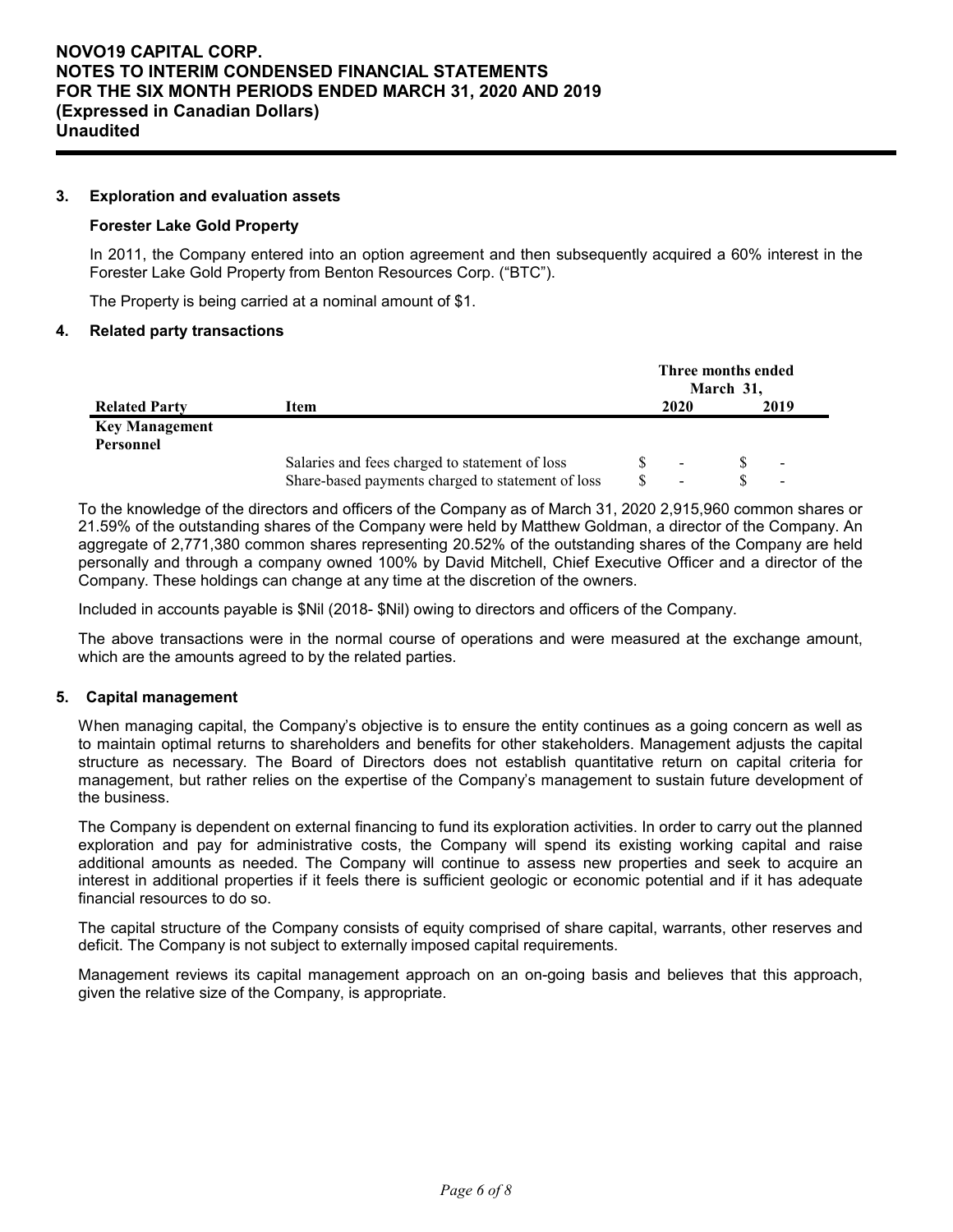### 3. Exploration and evaluation assets

**Forester Lake Gold Property**

In 2011, the Company entered into an option agreement and then subsequently acquired a 60% interest in the Forester Lake Gold Property from Benton Resources Corp. ("BTC").

The Property is being carried at a nominal amount of $1.

### 4. Related party transactions

| Related Party | Item | Three months ended March 31, 2020 | 2019 |
|---|---|---|---|
| **Key Management Personnel** | | | |
| | Salaries and fees charged to statement of loss | $ - | $ - |
| | Share-based payments charged to statement of loss | $ - | $ - |

To the knowledge of the directors and officers of the Company as of March 31, 2020 2,915,960 common shares or 21.59% of the outstanding shares of the Company were held by Matthew Goldman, a director of the Company. An aggregate of 2,771,380 common shares representing 20.52% of the outstanding shares of the Company are held personally and through a company owned 100% by David Mitchell, Chief Executive Officer and a director of the Company. These holdings can change at any time at the discretion of the owners.

Included in accounts payable is $Nil (2018- $Nil) owing to directors and officers of the Company.

The above transactions were in the normal course of operations and were measured at the exchange amount, which are the amounts agreed to by the related parties.

### 5. Capital management

When managing capital, the Company's objective is to ensure the entity continues as a going concern as well as to maintain optimal returns to shareholders and benefits for other stakeholders. Management adjusts the capital structure as necessary. The Board of Directors does not establish quantitative return on capital criteria for management, but rather relies on the expertise of the Company's management to sustain future development of the business.

The Company is dependent on external financing to fund its exploration activities. In order to carry out the planned exploration and pay for administrative costs, the Company will spend its existing working capital and raise additional amounts as needed. The Company will continue to assess new properties and seek to acquire an interest in additional properties if it feels there is sufficient geologic or economic potential and if it has adequate financial resources to do so.

The capital structure of the Company consists of equity comprised of share capital, warrants, other reserves and deficit. The Company is not subject to externally imposed capital requirements.

Management reviews its capital management approach on an on-going basis and believes that this approach, given the relative size of the Company, is appropriate.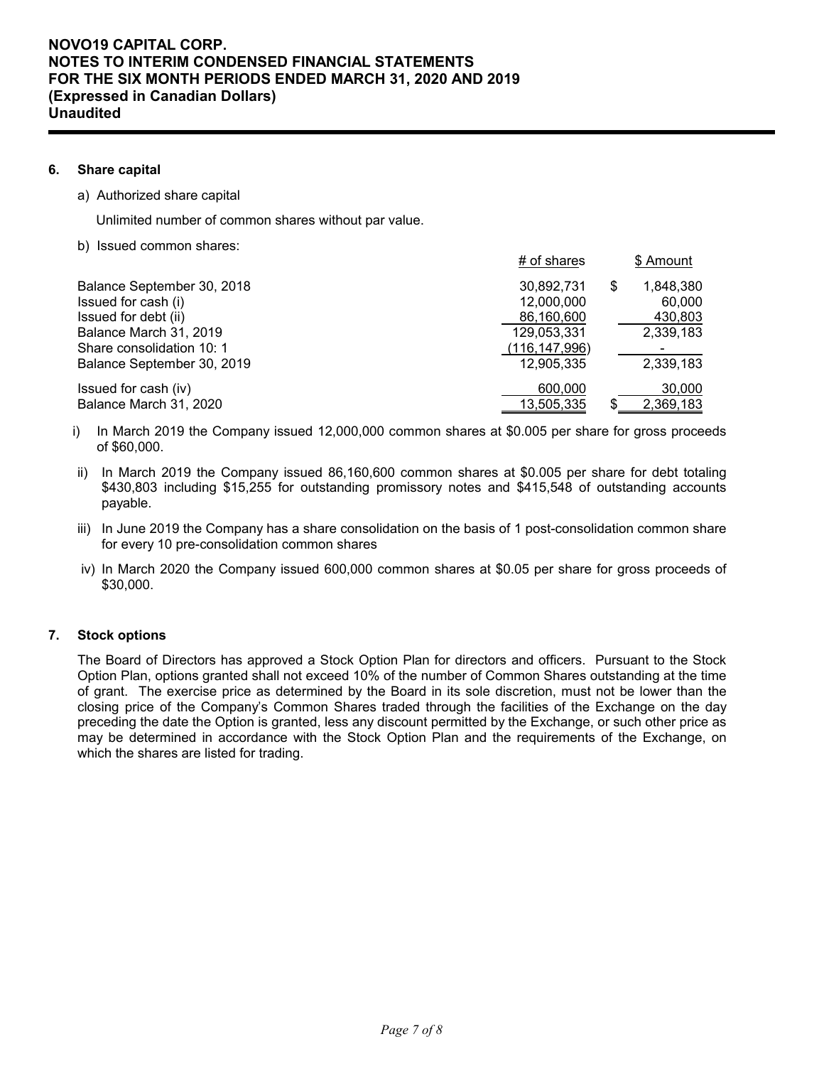**6. Share capital**

a) Authorized share capital

Unlimited number of common shares without par value.

b) Issued common shares:

| | # of shares | $ Amount |
|---|---|---|
| Balance September 30, 2018 | 30,892,731 | $ 1,848,380 |
| Issued for cash (i) | 12,000,000 | 60,000 |
| Issued for debt (ii) | 86,160,600 | 430,803 |
| Balance March 31, 2019 | 129,053,331 | 2,339,183 |
| Share consolidation 10: 1 | (116,147,996) | - |
| Balance September 30, 2019 | 12,905,335 | 2,339,183 |
| Issued for cash (iv) | 600,000 | 30,000 |
| Balance March 31, 2020 | 13,505,335 | $ 2,369,183 |

i) In March 2019 the Company issued 12,000,000 common shares at $0.005 per share for gross proceeds of $60,000.

ii) In March 2019 the Company issued 86,160,600 common shares at $0.005 per share for debt totaling $430,803 including $15,255 for outstanding promissory notes and $415,548 of outstanding accounts payable.

iii) In June 2019 the Company has a share consolidation on the basis of 1 post-consolidation common share for every 10 pre-consolidation common shares

iv) In March 2020 the Company issued 600,000 common shares at $0.05 per share for gross proceeds of $30,000.

**7. Stock options**

The Board of Directors has approved a Stock Option Plan for directors and officers. Pursuant to the Stock Option Plan, options granted shall not exceed 10% of the number of Common Shares outstanding at the time of grant. The exercise price as determined by the Board in its sole discretion, must not be lower than the closing price of the Company's Common Shares traded through the facilities of the Exchange on the day preceding the date the Option is granted, less any discount permitted by the Exchange, or such other price as may be determined in accordance with the Stock Option Plan and the requirements of the Exchange, on which the shares are listed for trading.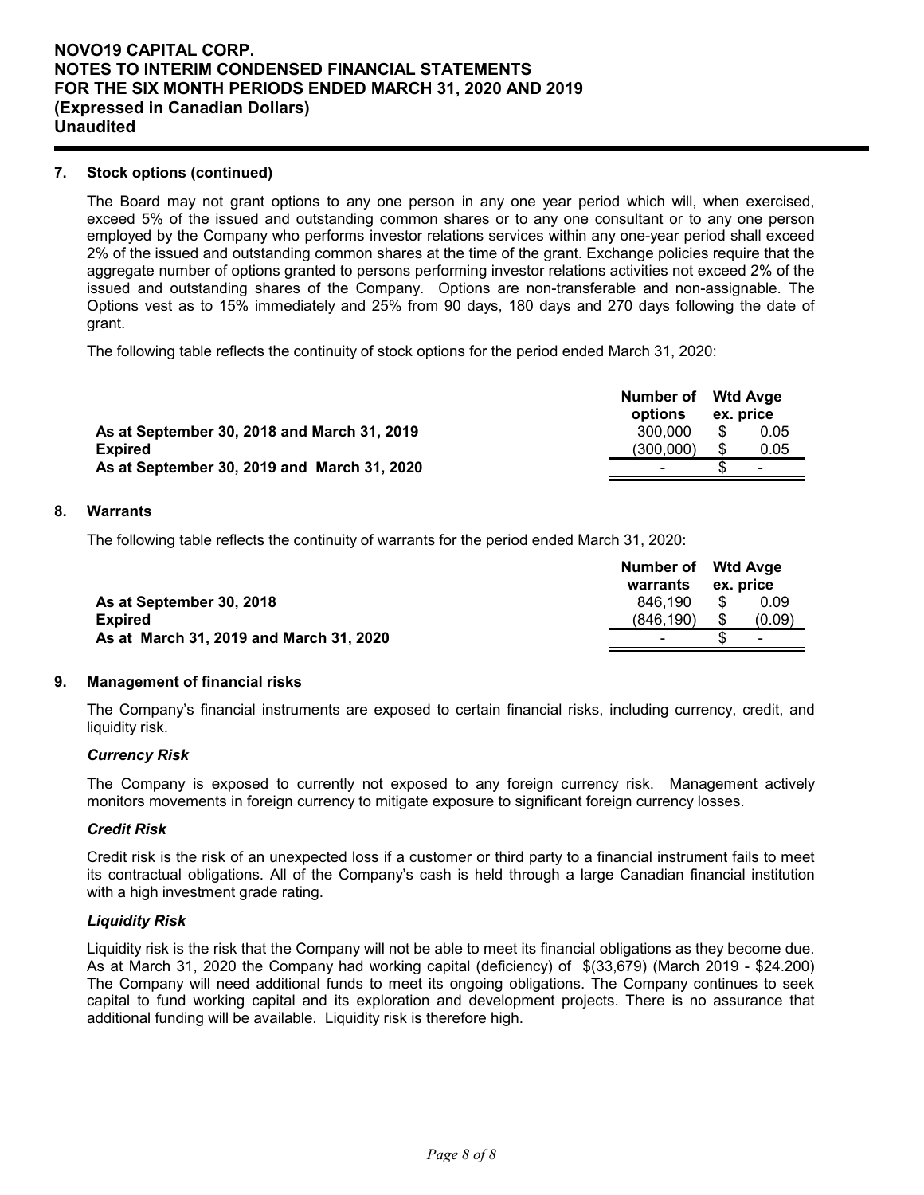## 7. Stock options (continued)

The Board may not grant options to any one person in any one year period which will, when exercised, exceed 5% of the issued and outstanding common shares or to any one consultant or to any one person employed by the Company who performs investor relations services within any one-year period shall exceed 2% of the issued and outstanding common shares at the time of the grant. Exchange policies require that the aggregate number of options granted to persons performing investor relations activities not exceed 2% of the issued and outstanding shares of the Company. Options are non-transferable and non-assignable. The Options vest as to 15% immediately and 25% from 90 days, 180 days and 270 days following the date of grant.

The following table reflects the continuity of stock options for the period ended March 31, 2020:

| | Number of options | Wtd Avge ex. price |
|---|---|---|
| **As at September 30, 2018 and March 31, 2019** | 300,000 | $ 0.05 |
| **Expired** | (300,000) | $ 0.05 |
| **As at September 30, 2019 and March 31, 2020** | - | $ - |

## 8. Warrants

The following table reflects the continuity of warrants for the period ended March 31, 2020:

| | Number of warrants | Wtd Avge ex. price |
|---|---|---|
| **As at September 30, 2018** | 846,190 | $ 0.09 |
| **Expired** | (846,190) | $ (0.09) |
| **As at March 31, 2019 and March 31, 2020** | - | $ - |

## 9. Management of financial risks

The Company's financial instruments are exposed to certain financial risks, including currency, credit, and liquidity risk.

### *Currency Risk*

The Company is exposed to currently not exposed to any foreign currency risk. Management actively monitors movements in foreign currency to mitigate exposure to significant foreign currency losses.

### *Credit Risk*

Credit risk is the risk of an unexpected loss if a customer or third party to a financial instrument fails to meet its contractual obligations. All of the Company's cash is held through a large Canadian financial institution with a high investment grade rating.

### *Liquidity Risk*

Liquidity risk is the risk that the Company will not be able to meet its financial obligations as they become due. As at March 31, 2020 the Company had working capital (deficiency) of $(33,679) (March 2019 - $24.200) The Company will need additional funds to meet its ongoing obligations. The Company continues to seek capital to fund working capital and its exploration and development projects. There is no assurance that additional funding will be available. Liquidity risk is therefore high.